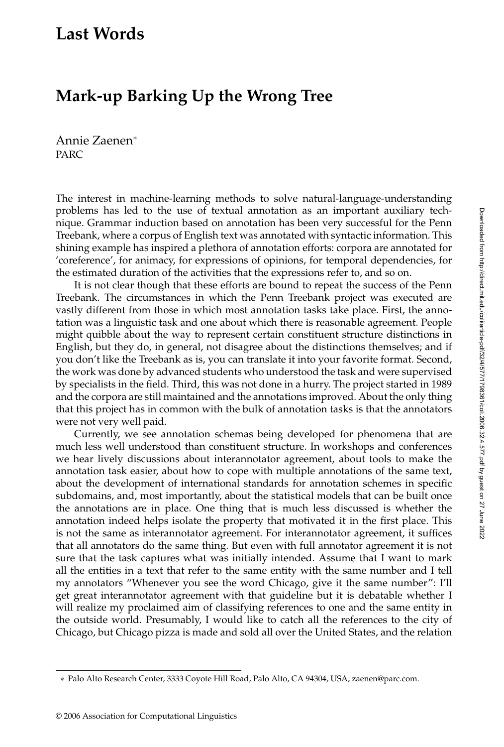# Last Words

## Mark-up Barking Up the Wrong Tree

Annie Zaenen*
PARC

The interest in machine-learning methods to solve natural-language-understanding problems has led to the use of textual annotation as an important auxiliary technique. Grammar induction based on annotation has been very successful for the Penn Treebank, where a corpus of English text was annotated with syntactic information. This shining example has inspired a plethora of annotation efforts: corpora are annotated for 'coreference', for animacy, for expressions of opinions, for temporal dependencies, for the estimated duration of the activities that the expressions refer to, and so on.

It is not clear though that these efforts are bound to repeat the success of the Penn Treebank. The circumstances in which the Penn Treebank project was executed are vastly different from those in which most annotation tasks take place. First, the annotation was a linguistic task and one about which there is reasonable agreement. People might quibble about the way to represent certain constituent structure distinctions in English, but they do, in general, not disagree about the distinctions themselves; and if you don't like the Treebank as is, you can translate it into your favorite format. Second, the work was done by advanced students who understood the task and were supervised by specialists in the field. Third, this was not done in a hurry. The project started in 1989 and the corpora are still maintained and the annotations improved. About the only thing that this project has in common with the bulk of annotation tasks is that the annotators were not very well paid.

Currently, we see annotation schemas being developed for phenomena that are much less well understood than constituent structure. In workshops and conferences we hear lively discussions about interannotator agreement, about tools to make the annotation task easier, about how to cope with multiple annotations of the same text, about the development of international standards for annotation schemes in specific subdomains, and, most importantly, about the statistical models that can be built once the annotations are in place. One thing that is much less discussed is whether the annotation indeed helps isolate the property that motivated it in the first place. This is not the same as interannotator agreement. For interannotator agreement, it suffices that all annotators do the same thing. But even with full annotator agreement it is not sure that the task captures what was initially intended. Assume that I want to mark all the entities in a text that refer to the same entity with the same number and I tell my annotators "Whenever you see the word Chicago, give it the same number": I'll get great interannotator agreement with that guideline but it is debatable whether I will realize my proclaimed aim of classifying references to one and the same entity in the outside world. Presumably, I would like to catch all the references to the city of Chicago, but Chicago pizza is made and sold all over the United States, and the relation

* Palo Alto Research Center, 3333 Coyote Hill Road, Palo Alto, CA 94304, USA; zaenen@parc.com.

© 2006 Association for Computational Linguistics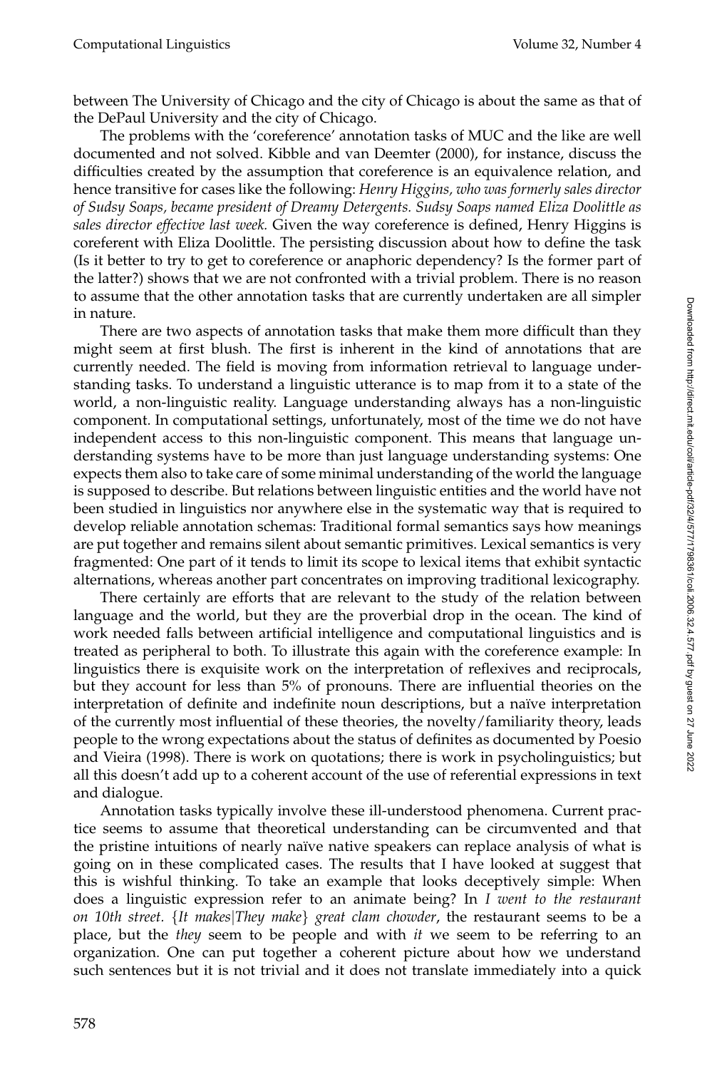between The University of Chicago and the city of Chicago is about the same as that of the DePaul University and the city of Chicago.

The problems with the 'coreference' annotation tasks of MUC and the like are well documented and not solved. Kibble and van Deemter (2000), for instance, discuss the difficulties created by the assumption that coreference is an equivalence relation, and hence transitive for cases like the following: *Henry Higgins, who was formerly sales director of Sudsy Soaps, became president of Dreamy Detergents. Sudsy Soaps named Eliza Doolittle as sales director effective last week.* Given the way coreference is defined, Henry Higgins is coreferent with Eliza Doolittle. The persisting discussion about how to define the task (Is it better to try to get to coreference or anaphoric dependency? Is the former part of the latter?) shows that we are not confronted with a trivial problem. There is no reason to assume that the other annotation tasks that are currently undertaken are all simpler in nature.

There are two aspects of annotation tasks that make them more difficult than they might seem at first blush. The first is inherent in the kind of annotations that are currently needed. The field is moving from information retrieval to language understanding tasks. To understand a linguistic utterance is to map from it to a state of the world, a non-linguistic reality. Language understanding always has a non-linguistic component. In computational settings, unfortunately, most of the time we do not have independent access to this non-linguistic component. This means that language understanding systems have to be more than just language understanding systems: One expects them also to take care of some minimal understanding of the world the language is supposed to describe. But relations between linguistic entities and the world have not been studied in linguistics nor anywhere else in the systematic way that is required to develop reliable annotation schemas: Traditional formal semantics says how meanings are put together and remains silent about semantic primitives. Lexical semantics is very fragmented: One part of it tends to limit its scope to lexical items that exhibit syntactic alternations, whereas another part concentrates on improving traditional lexicography.

There certainly are efforts that are relevant to the study of the relation between language and the world, but they are the proverbial drop in the ocean. The kind of work needed falls between artificial intelligence and computational linguistics and is treated as peripheral to both. To illustrate this again with the coreference example: In linguistics there is exquisite work on the interpretation of reflexives and reciprocals, but they account for less than 5% of pronouns. There are influential theories on the interpretation of definite and indefinite noun descriptions, but a naïve interpretation of the currently most influential of these theories, the novelty/familiarity theory, leads people to the wrong expectations about the status of definites as documented by Poesio and Vieira (1998). There is work on quotations; there is work in psycholinguistics; but all this doesn't add up to a coherent account of the use of referential expressions in text and dialogue.

Annotation tasks typically involve these ill-understood phenomena. Current practice seems to assume that theoretical understanding can be circumvented and that the pristine intuitions of nearly naïve native speakers can replace analysis of what is going on in these complicated cases. The results that I have looked at suggest that this is wishful thinking. To take an example that looks deceptively simple: When does a linguistic expression refer to an animate being? In *I went to the restaurant on 10th street.* {*It makes*|*They make*} *great clam chowder*, the restaurant seems to be a place, but the *they* seem to be people and with *it* we seem to be referring to an organization. One can put together a coherent picture about how we understand such sentences but it is not trivial and it does not translate immediately into a quick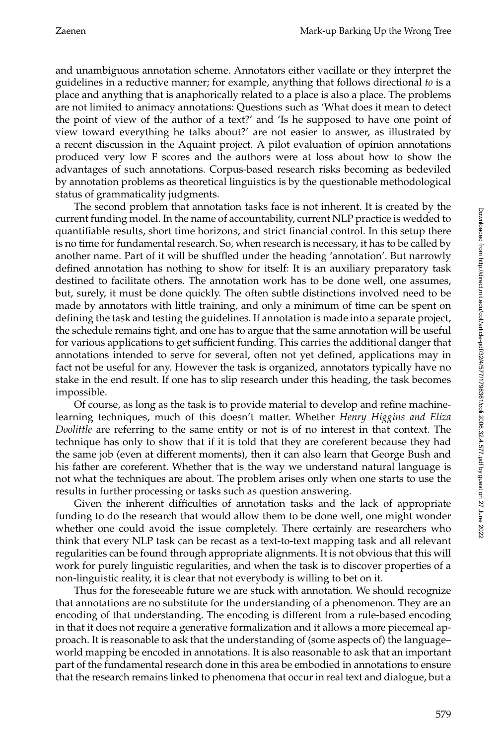and unambiguous annotation scheme. Annotators either vacillate or they interpret the guidelines in a reductive manner; for example, anything that follows directional *to* is a place and anything that is anaphorically related to a place is also a place. The problems are not limited to animacy annotations: Questions such as 'What does it mean to detect the point of view of the author of a text?' and 'Is he supposed to have one point of view toward everything he talks about?' are not easier to answer, as illustrated by a recent discussion in the Aquaint project. A pilot evaluation of opinion annotations produced very low F scores and the authors were at loss about how to show the advantages of such annotations. Corpus-based research risks becoming as bedeviled by annotation problems as theoretical linguistics is by the questionable methodological status of grammaticality judgments.

The second problem that annotation tasks face is not inherent. It is created by the current funding model. In the name of accountability, current NLP practice is wedded to quantifiable results, short time horizons, and strict financial control. In this setup there is no time for fundamental research. So, when research is necessary, it has to be called by another name. Part of it will be shuffled under the heading 'annotation'. But narrowly defined annotation has nothing to show for itself: It is an auxiliary preparatory task destined to facilitate others. The annotation work has to be done well, one assumes, but, surely, it must be done quickly. The often subtle distinctions involved need to be made by annotators with little training, and only a minimum of time can be spent on defining the task and testing the guidelines. If annotation is made into a separate project, the schedule remains tight, and one has to argue that the same annotation will be useful for various applications to get sufficient funding. This carries the additional danger that annotations intended to serve for several, often not yet defined, applications may in fact not be useful for any. However the task is organized, annotators typically have no stake in the end result. If one has to slip research under this heading, the task becomes impossible.

Of course, as long as the task is to provide material to develop and refine machine-learning techniques, much of this doesn't matter. Whether *Henry Higgins and Eliza Doolittle* are referring to the same entity or not is of no interest in that context. The technique has only to show that if it is told that they are coreferent because they had the same job (even at different moments), then it can also learn that George Bush and his father are coreferent. Whether that is the way we understand natural language is not what the techniques are about. The problem arises only when one starts to use the results in further processing or tasks such as question answering.

Given the inherent difficulties of annotation tasks and the lack of appropriate funding to do the research that would allow them to be done well, one might wonder whether one could avoid the issue completely. There certainly are researchers who think that every NLP task can be recast as a text-to-text mapping task and all relevant regularities can be found through appropriate alignments. It is not obvious that this will work for purely linguistic regularities, and when the task is to discover properties of a non-linguistic reality, it is clear that not everybody is willing to bet on it.

Thus for the foreseeable future we are stuck with annotation. We should recognize that annotations are no substitute for the understanding of a phenomenon. They are an encoding of that understanding. The encoding is different from a rule-based encoding in that it does not require a generative formalization and it allows a more piecemeal approach. It is reasonable to ask that the understanding of (some aspects of) the language–world mapping be encoded in annotations. It is also reasonable to ask that an important part of the fundamental research done in this area be embodied in annotations to ensure that the research remains linked to phenomena that occur in real text and dialogue, but a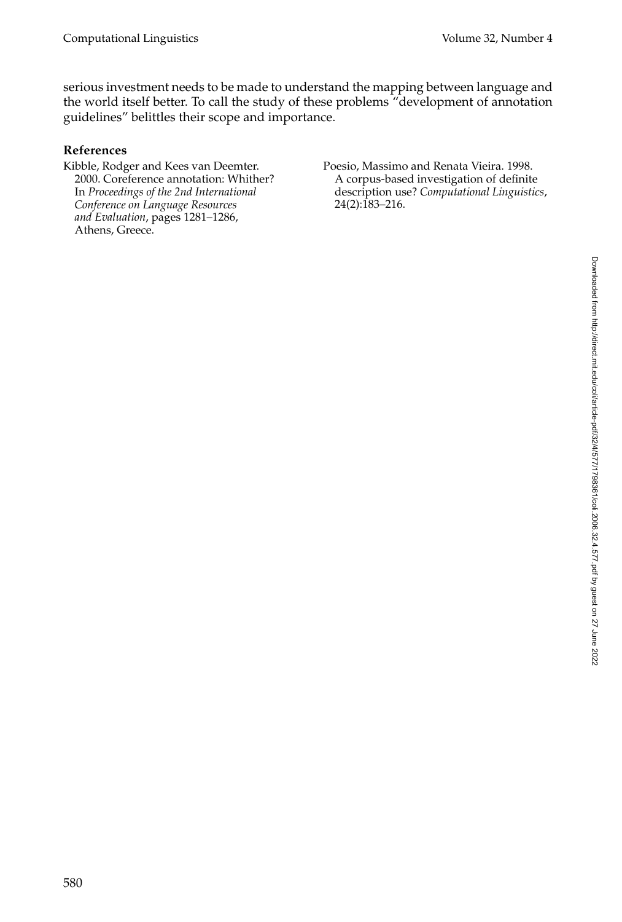serious investment needs to be made to understand the mapping between language and the world itself better. To call the study of these problems "development of annotation guidelines" belittles their scope and importance.

## References

Kibble, Rodger and Kees van Deemter. 2000. Coreference annotation: Whither? In *Proceedings of the 2nd International Conference on Language Resources and Evaluation*, pages 1281–1286, Athens, Greece.

Poesio, Massimo and Renata Vieira. 1998. A corpus-based investigation of definite description use? *Computational Linguistics*, 24(2):183–216.